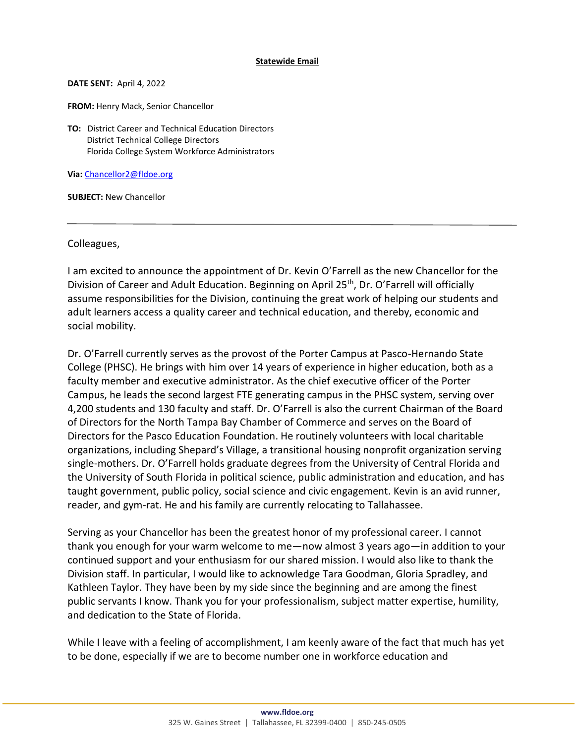**Statewide Email**

**DATE SENT:** April 4, 2022

**FROM:** Henry Mack, Senior Chancellor

**TO:** District Career and Technical Education Directors
District Technical College Directors
Florida College System Workforce Administrators

**Via:** Chancellor2@fldoe.org

**SUBJECT:** New Chancellor

---

Colleagues,

I am excited to announce the appointment of Dr. Kevin O'Farrell as the new Chancellor for the Division of Career and Adult Education. Beginning on April 25th, Dr. O'Farrell will officially assume responsibilities for the Division, continuing the great work of helping our students and adult learners access a quality career and technical education, and thereby, economic and social mobility.

Dr. O'Farrell currently serves as the provost of the Porter Campus at Pasco-Hernando State College (PHSC). He brings with him over 14 years of experience in higher education, both as a faculty member and executive administrator. As the chief executive officer of the Porter Campus, he leads the second largest FTE generating campus in the PHSC system, serving over 4,200 students and 130 faculty and staff. Dr. O'Farrell is also the current Chairman of the Board of Directors for the North Tampa Bay Chamber of Commerce and serves on the Board of Directors for the Pasco Education Foundation. He routinely volunteers with local charitable organizations, including Shepard's Village, a transitional housing nonprofit organization serving single-mothers. Dr. O'Farrell holds graduate degrees from the University of Central Florida and the University of South Florida in political science, public administration and education, and has taught government, public policy, social science and civic engagement. Kevin is an avid runner, reader, and gym-rat. He and his family are currently relocating to Tallahassee.

Serving as your Chancellor has been the greatest honor of my professional career. I cannot thank you enough for your warm welcome to me—now almost 3 years ago—in addition to your continued support and your enthusiasm for our shared mission. I would also like to thank the Division staff. In particular, I would like to acknowledge Tara Goodman, Gloria Spradley, and Kathleen Taylor. They have been by my side since the beginning and are among the finest public servants I know. Thank you for your professionalism, subject matter expertise, humility, and dedication to the State of Florida.

While I leave with a feeling of accomplishment, I am keenly aware of the fact that much has yet to be done, especially if we are to become number one in workforce education and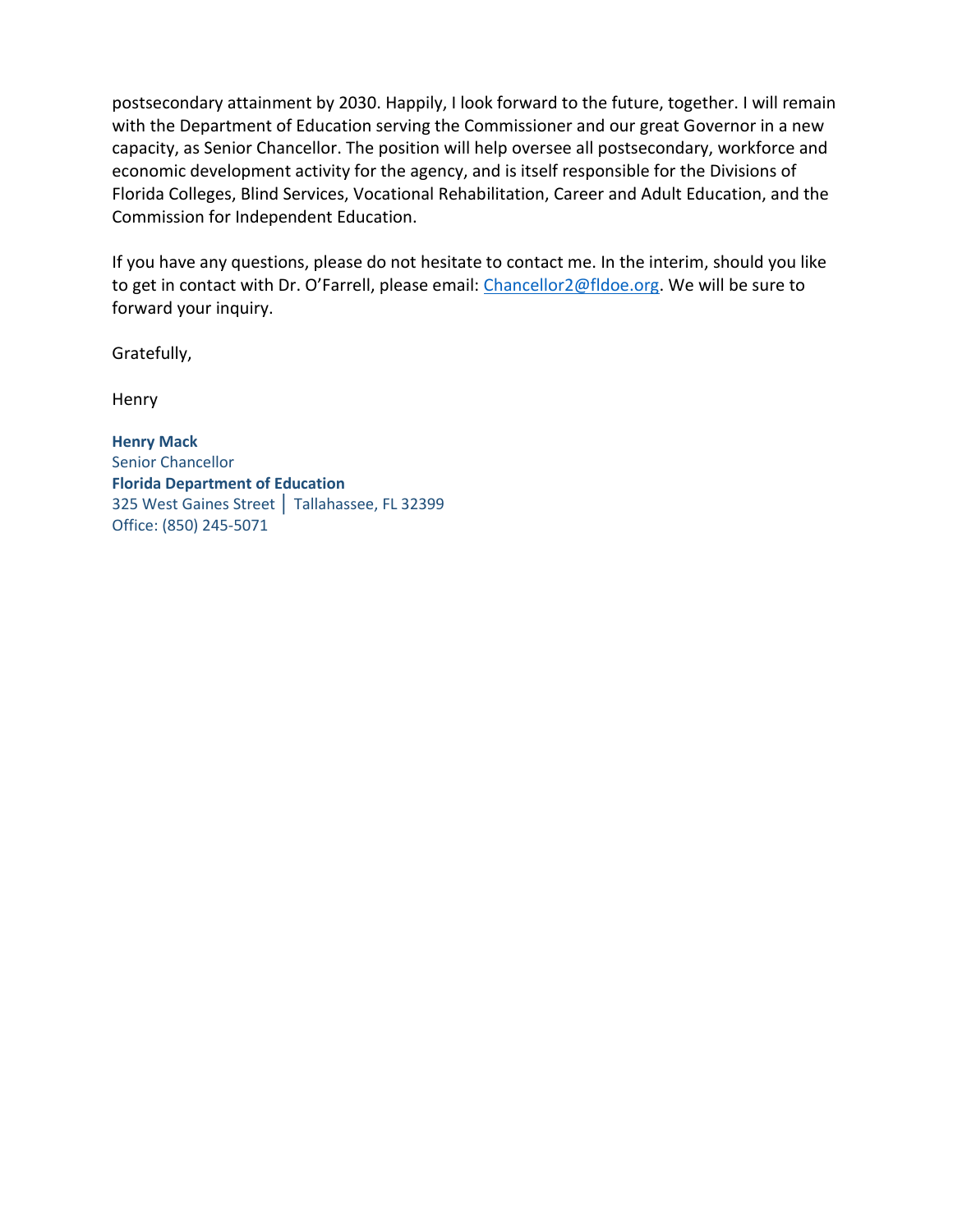postsecondary attainment by 2030. Happily, I look forward to the future, together. I will remain with the Department of Education serving the Commissioner and our great Governor in a new capacity, as Senior Chancellor. The position will help oversee all postsecondary, workforce and economic development activity for the agency, and is itself responsible for the Divisions of Florida Colleges, Blind Services, Vocational Rehabilitation, Career and Adult Education, and the Commission for Independent Education.

If you have any questions, please do not hesitate to contact me. In the interim, should you like to get in contact with Dr. O'Farrell, please email: Chancellor2@fldoe.org. We will be sure to forward your inquiry.

Gratefully,

Henry

**Henry Mack**
Senior Chancellor
**Florida Department of Education**
325 West Gaines Street │ Tallahassee, FL 32399
Office: (850) 245-5071